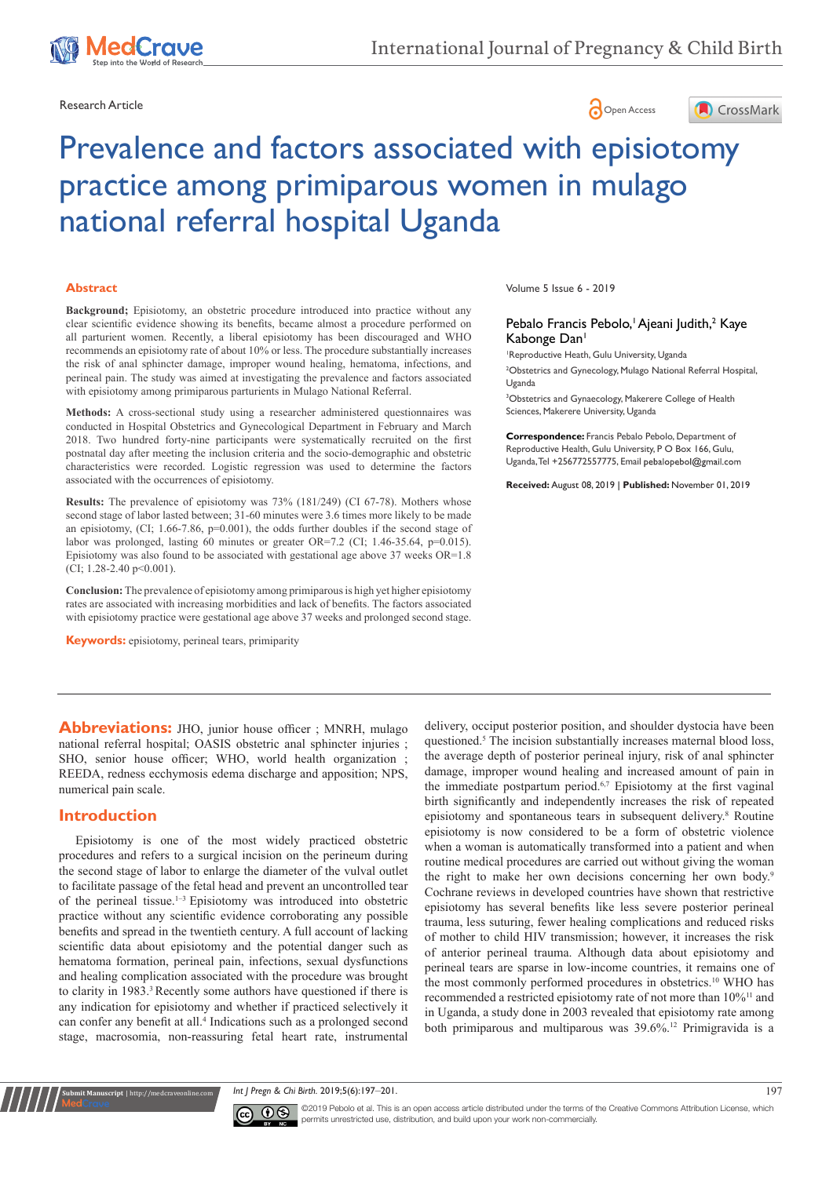Research Article

Open Access

# Prevalence and factors associated with episiotomy practice among primiparous women in mulago national referral hospital Uganda

Pebalo Francis Pebolo,[1] Ajeani Judith,[2] Kaye Kabonge Dan[1]

[1]Reproductive Heath, Gulu University, Uganda

[2]Obstetrics and Gynecology, Mulago National Referral Hospital, Uganda

[3]Obstetrics and Gynaecology, Makerere College of Health Sciences, Makerere University, Uganda

**Correspondence:** Francis Pebalo Pebolo, Department of Reproductive Health, Gulu University, P O Box 166, Gulu, Uganda, Tel +256772557775, Email pebalopebol@gmail.com

**Received:** August 08, 2019 | **Published:** November 01, 2019

## Abstract

**Background;** Episiotomy, an obstetric procedure introduced into practice without any clear scientific evidence showing its benefits, became almost a procedure performed on all parturient women. Recently, a liberal episiotomy has been discouraged and WHO recommends an episiotomy rate of about 10% or less. The procedure substantially increases the risk of anal sphincter damage, improper wound healing, hematoma, infections, and perineal pain. The study was aimed at investigating the prevalence and factors associated with episiotomy among primiparous parturients in Mulago National Referral.

**Methods:** A cross-sectional study using a researcher administered questionnaires was conducted in Hospital Obstetrics and Gynecological Department in February and March 2018. Two hundred forty-nine participants were systematically recruited on the first postnatal day after meeting the inclusion criteria and the socio-demographic and obstetric characteristics were recorded. Logistic regression was used to determine the factors associated with the occurrences of episiotomy.

**Results:** The prevalence of episiotomy was 73% (181/249) (CI 67-78). Mothers whose second stage of labor lasted between; 31-60 minutes were 3.6 times more likely to be made an episiotomy, (CI; 1.66-7.86, p=0.001), the odds further doubles if the second stage of labor was prolonged, lasting 60 minutes or greater OR=7.2 (CI; 1.46-35.64, p=0.015). Episiotomy was also found to be associated with gestational age above 37 weeks OR=1.8 (CI; 1.28-2.40 p<0.001).

**Conclusion:** The prevalence of episiotomy among primiparous is high yet higher episiotomy rates are associated with increasing morbidities and lack of benefits. The factors associated with episiotomy practice were gestational age above 37 weeks and prolonged second stage.

**Keywords:** episiotomy, perineal tears, primiparity

**Abbreviations:** JHO, junior house officer ; MNRH, mulago national referral hospital; OASIS obstetric anal sphincter injuries ; SHO, senior house officer; WHO, world health organization ; REEDA, redness ecchymosis edema discharge and apposition; NPS, numerical pain scale.

## Introduction

Episiotomy is one of the most widely practiced obstetric procedures and refers to a surgical incision on the perineum during the second stage of labor to enlarge the diameter of the vulval outlet to facilitate passage of the fetal head and prevent an uncontrolled tear of the perineal tissue.[1–3] Episiotomy was introduced into obstetric practice without any scientific evidence corroborating any possible benefits and spread in the twentieth century. A full account of lacking scientific data about episiotomy and the potential danger such as hematoma formation, perineal pain, infections, sexual dysfunctions and healing complication associated with the procedure was brought to clarity in 1983.[3] Recently some authors have questioned if there is any indication for episiotomy and whether if practiced selectively it can confer any benefit at all.[4] Indications such as a prolonged second stage, macrosomia, non-reassuring fetal heart rate, instrumental delivery, occiput posterior position, and shoulder dystocia have been questioned.[5] The incision substantially increases maternal blood loss, the average depth of posterior perineal injury, risk of anal sphincter damage, improper wound healing and increased amount of pain in the immediate postpartum period.[6,7] Episiotomy at the first vaginal birth significantly and independently increases the risk of repeated episiotomy and spontaneous tears in subsequent delivery.[8] Routine episiotomy is now considered to be a form of obstetric violence when a woman is automatically transformed into a patient and when routine medical procedures are carried out without giving the woman the right to make her own decisions concerning her own body.[9] Cochrane reviews in developed countries have shown that restrictive episiotomy has several benefits like less severe posterior perineal trauma, less suturing, fewer healing complications and reduced risks of mother to child HIV transmission; however, it increases the risk of anterior perineal trauma. Although data about episiotomy and perineal tears are sparse in low-income countries, it remains one of the most commonly performed procedures in obstetrics.[10] WHO has recommended a restricted episiotomy rate of not more than 10%[11] and in Uganda, a study done in 2003 revealed that episiotomy rate among both primiparous and multiparous was 39.6%.[12] Primigravida is a

©2019 Pebolo et al. This is an open access article distributed under the terms of the Creative Commons Attribution License, which permits unrestricted use, distribution, and build upon your work non-commercially.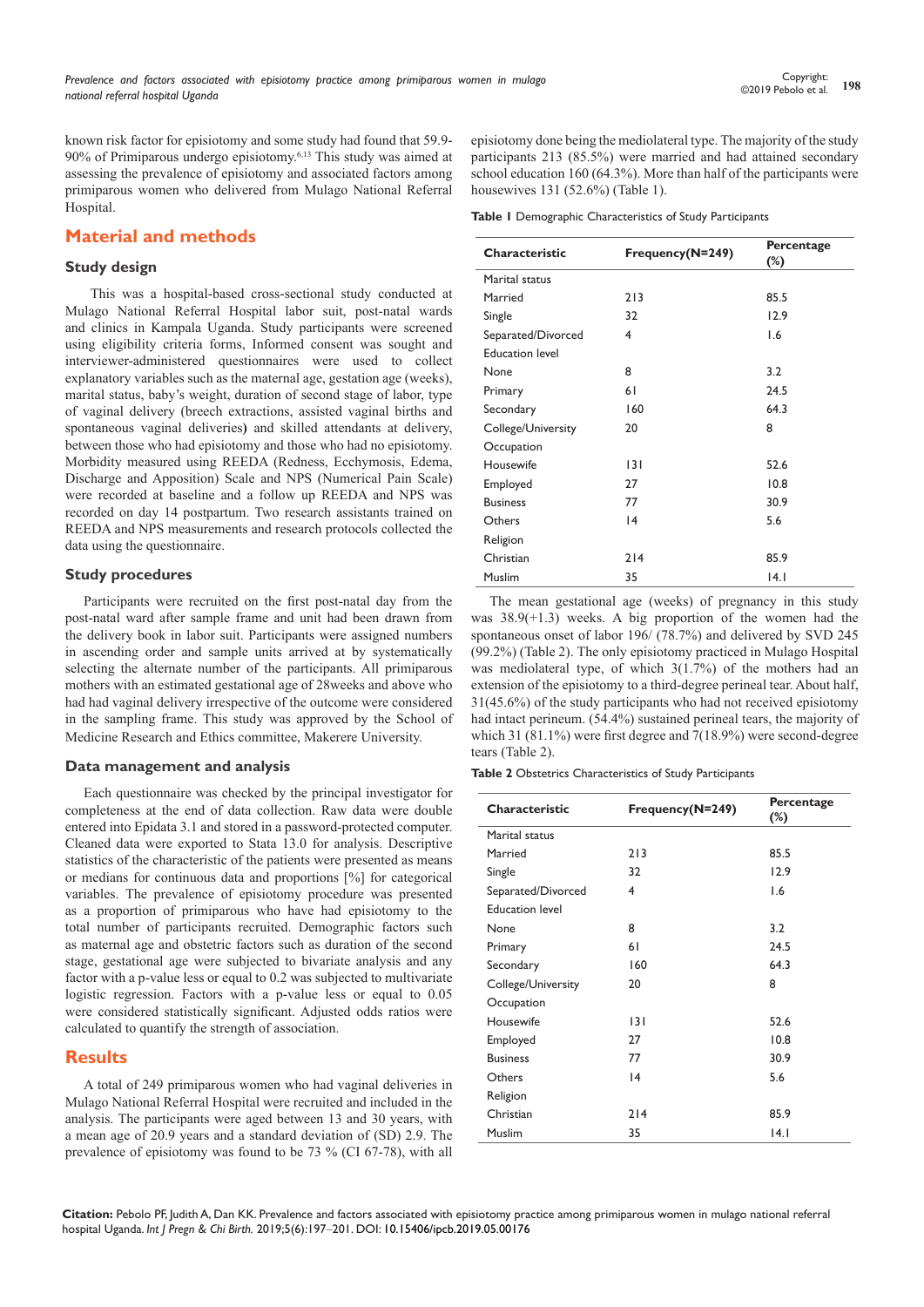known risk factor for episiotomy and some study had found that 59.9-90% of Primiparous undergo episiotomy.[6,13] This study was aimed at assessing the prevalence of episiotomy and associated factors among primiparous women who delivered from Mulago National Referral Hospital.

## Material and methods

### Study design

This was a hospital-based cross-sectional study conducted at Mulago National Referral Hospital labor suit, post-natal wards and clinics in Kampala Uganda. Study participants were screened using eligibility criteria forms, Informed consent was sought and interviewer-administered questionnaires were used to collect explanatory variables such as the maternal age, gestation age (weeks), marital status, baby's weight, duration of second stage of labor, type of vaginal delivery (breech extractions, assisted vaginal births and spontaneous vaginal deliveries**)** and skilled attendants at delivery, between those who had episiotomy and those who had no episiotomy. Morbidity measured using REEDA (Redness, Ecchymosis, Edema, Discharge and Apposition) Scale and NPS (Numerical Pain Scale) were recorded at baseline and a follow up REEDA and NPS was recorded on day 14 postpartum. Two research assistants trained on REEDA and NPS measurements and research protocols collected the data using the questionnaire.

### Study procedures

Participants were recruited on the first post-natal day from the post-natal ward after sample frame and unit had been drawn from the delivery book in labor suit. Participants were assigned numbers in ascending order and sample units arrived at by systematically selecting the alternate number of the participants. All primiparous mothers with an estimated gestational age of 28weeks and above who had had vaginal delivery irrespective of the outcome were considered in the sampling frame. This study was approved by the School of Medicine Research and Ethics committee, Makerere University.

### Data management and analysis

Each questionnaire was checked by the principal investigator for completeness at the end of data collection. Raw data were double entered into Epidata 3.1 and stored in a password-protected computer. Cleaned data were exported to Stata 13.0 for analysis. Descriptive statistics of the characteristic of the patients were presented as means or medians for continuous data and proportions [%] for categorical variables. The prevalence of episiotomy procedure was presented as a proportion of primiparous who have had episiotomy to the total number of participants recruited. Demographic factors such as maternal age and obstetric factors such as duration of the second stage, gestational age were subjected to bivariate analysis and any factor with a p-value less or equal to 0.2 was subjected to multivariate logistic regression. Factors with a p-value less or equal to 0.05 were considered statistically significant. Adjusted odds ratios were calculated to quantify the strength of association.

## Results

A total of 249 primiparous women who had vaginal deliveries in Mulago National Referral Hospital were recruited and included in the analysis. The participants were aged between 13 and 30 years, with a mean age of 20.9 years and a standard deviation of (SD) 2.9. The prevalence of episiotomy was found to be 73 % (CI 67-78), with all episiotomy done being the mediolateral type. The majority of the study participants 213 (85.5%) were married and had attained secondary school education 160 (64.3%). More than half of the participants were housewives 131 (52.6%) (Table 1).

**Table 1** Demographic Characteristics of Study Participants

| Characteristic | Frequency(N=249) | Percentage (%) |
|---|---|---|
| Marital status | | |
| Married | 213 | 85.5 |
| Single | 32 | 12.9 |
| Separated/Divorced | 4 | 1.6 |
| Education level | | |
| None | 8 | 3.2 |
| Primary | 61 | 24.5 |
| Secondary | 160 | 64.3 |
| College/University | 20 | 8 |
| Occupation | | |
| Housewife | 131 | 52.6 |
| Employed | 27 | 10.8 |
| Business | 77 | 30.9 |
| Others | 14 | 5.6 |
| Religion | | |
| Christian | 214 | 85.9 |
| Muslim | 35 | 14.1 |

The mean gestational age (weeks) of pregnancy in this study was 38.9(+1.3) weeks. A big proportion of the women had the spontaneous onset of labor 196/ (78.7%) and delivered by SVD 245 (99.2%) (Table 2). The only episiotomy practiced in Mulago Hospital was mediolateral type, of which 3(1.7%) of the mothers had an extension of the episiotomy to a third-degree perineal tear. About half, 31(45.6%) of the study participants who had not received episiotomy had intact perineum. (54.4%) sustained perineal tears, the majority of which 31 (81.1%) were first degree and 7(18.9%) were second-degree tears (Table 2).

**Table 2** Obstetrics Characteristics of Study Participants

| Characteristic | Frequency(N=249) | Percentage (%) |
|---|---|---|
| Marital status | | |
| Married | 213 | 85.5 |
| Single | 32 | 12.9 |
| Separated/Divorced | 4 | 1.6 |
| Education level | | |
| None | 8 | 3.2 |
| Primary | 61 | 24.5 |
| Secondary | 160 | 64.3 |
| College/University | 20 | 8 |
| Occupation | | |
| Housewife | 131 | 52.6 |
| Employed | 27 | 10.8 |
| Business | 77 | 30.9 |
| Others | 14 | 5.6 |
| Religion | | |
| Christian | 214 | 85.9 |
| Muslim | 35 | 14.1 |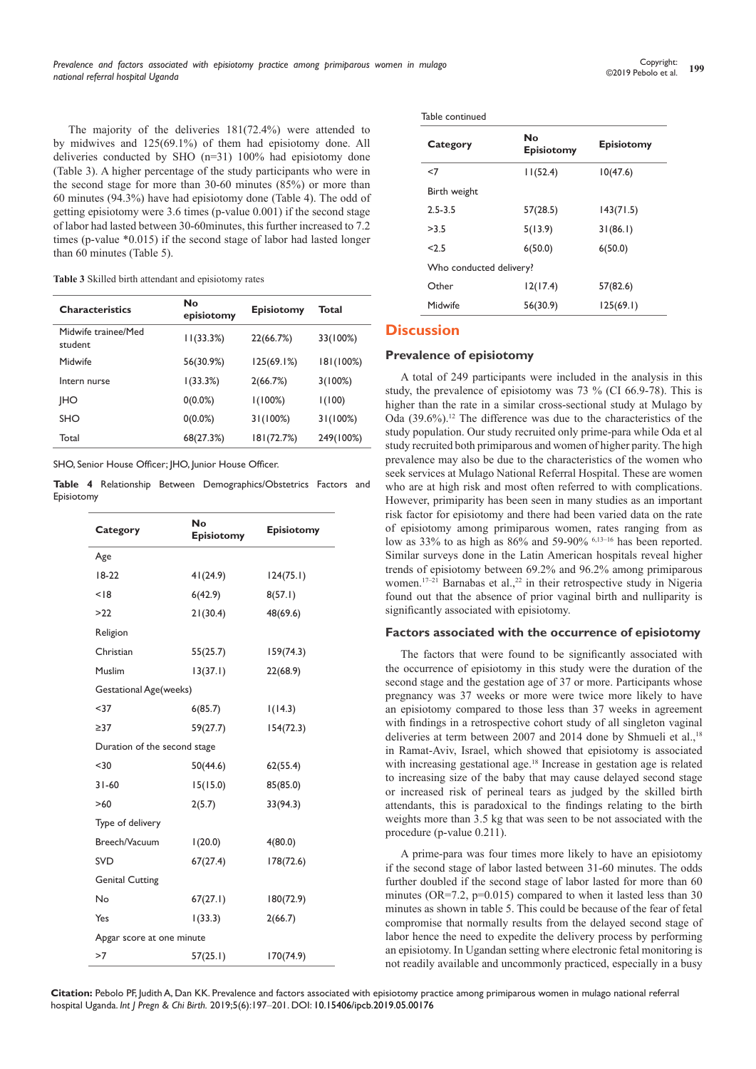The majority of the deliveries 181(72.4%) were attended to by midwives and 125(69.1%) of them had episiotomy done. All deliveries conducted by SHO (n=31) 100% had episiotomy done (Table 3). A higher percentage of the study participants who were in the second stage for more than 30-60 minutes (85%) or more than 60 minutes (94.3%) have had episiotomy done (Table 4). The odd of getting episiotomy were 3.6 times (p-value 0.001) if the second stage of labor had lasted between 30-60minutes, this further increased to 7.2 times (p-value *0.015) if the second stage of labor had lasted longer than 60 minutes (Table 5).

**Table 3** Skilled birth attendant and episiotomy rates

| Characteristics | No episiotomy | Episiotomy | Total |
|---|---|---|---|
| Midwife trainee/Med student | 11(33.3%) | 22(66.7%) | 33(100%) |
| Midwife | 56(30.9%) | 125(69.1%) | 181(100%) |
| Intern nurse | 1(33.3%) | 2(66.7%) | 3(100%) |
| JHO | 0(0.0%) | 1(100%) | 1(100) |
| SHO | 0(0.0%) | 31(100%) | 31(100%) |
| Total | 68(27.3%) | 181(72.7%) | 249(100%) |

SHO, Senior House Officer; JHO, Junior House Officer.

**Table 4** Relationship Between Demographics/Obstetrics Factors and Episiotomy

| Category | No Episiotomy | Episiotomy |
|---|---|---|
| Age | | |
| 18-22 | 41(24.9) | 124(75.1) |
| <18 | 6(42.9) | 8(57.1) |
| >22 | 21(30.4) | 48(69.6) |
| Religion | | |
| Christian | 55(25.7) | 159(74.3) |
| Muslim | 13(37.1) | 22(68.9) |
| Gestational Age(weeks) | | |
| <37 | 6(85.7) | 1(14.3) |
| ≥37 | 59(27.7) | 154(72.3) |
| Duration of the second stage | | |
| <30 | 50(44.6) | 62(55.4) |
| 31-60 | 15(15.0) | 85(85.0) |
| >60 | 2(5.7) | 33(94.3) |
| Type of delivery | | |
| Breech/Vacuum | 1(20.0) | 4(80.0) |
| SVD | 67(27.4) | 178(72.6) |
| Genital Cutting | | |
| No | 67(27.1) | 180(72.9) |
| Yes | 1(33.3) | 2(66.7) |
| Apgar score at one minute | | |
| >7 | 57(25.1) | 170(74.9) |
| <7 | 11(52.4) | 10(47.6) |
| Birth weight | | |
| 2.5-3.5 | 57(28.5) | 143(71.5) |
| >3.5 | 5(13.9) | 31(86.1) |
| <2.5 | 6(50.0) | 6(50.0) |
| Who conducted delivery? | | |
| Other | 12(17.4) | 57(82.6) |
| Midwife | 56(30.9) | 125(69.1) |

## Discussion

### Prevalence of episiotomy

A total of 249 participants were included in the analysis in this study, the prevalence of episiotomy was 73 % (CI 66.9-78). This is higher than the rate in a similar cross-sectional study at Mulago by Oda (39.6%).[12] The difference was due to the characteristics of the study population. Our study recruited only prime-para while Oda et al study recruited both primiparous and women of higher parity. The high prevalence may also be due to the characteristics of the women who seek services at Mulago National Referral Hospital. These are women who are at high risk and most often referred to with complications. However, primiparity has been seen in many studies as an important risk factor for episiotomy and there had been varied data on the rate of episiotomy among primiparous women, rates ranging from as low as 33% to as high as 86% and 59-90% [6,13–16] has been reported. Similar surveys done in the Latin American hospitals reveal higher trends of episiotomy between 69.2% and 96.2% among primiparous women.[17–21] Barnabas et al.,[22] in their retrospective study in Nigeria found out that the absence of prior vaginal birth and nulliparity is significantly associated with episiotomy.

### Factors associated with the occurrence of episiotomy

The factors that were found to be significantly associated with the occurrence of episiotomy in this study were the duration of the second stage and the gestation age of 37 or more. Participants whose pregnancy was 37 weeks or more were twice more likely to have an episiotomy compared to those less than 37 weeks in agreement with findings in a retrospective cohort study of all singleton vaginal deliveries at term between 2007 and 2014 done by Shmueli et al.,[18] in Ramat-Aviv, Israel, which showed that episiotomy is associated with increasing gestational age.[18] Increase in gestation age is related to increasing size of the baby that may cause delayed second stage or increased risk of perineal tears as judged by the skilled birth attendants, this is paradoxical to the findings relating to the birth weights more than 3.5 kg that was seen to be not associated with the procedure (p-value 0.211).

A prime-para was four times more likely to have an episiotomy if the second stage of labor lasted between 31-60 minutes. The odds further doubled if the second stage of labor lasted for more than 60 minutes (OR=7.2, p=0.015) compared to when it lasted less than 30 minutes as shown in table 5. This could be because of the fear of fetal compromise that normally results from the delayed second stage of labor hence the need to expedite the delivery process by performing an episiotomy. In Ugandan setting where electronic fetal monitoring is not readily available and uncommonly practiced, especially in a busy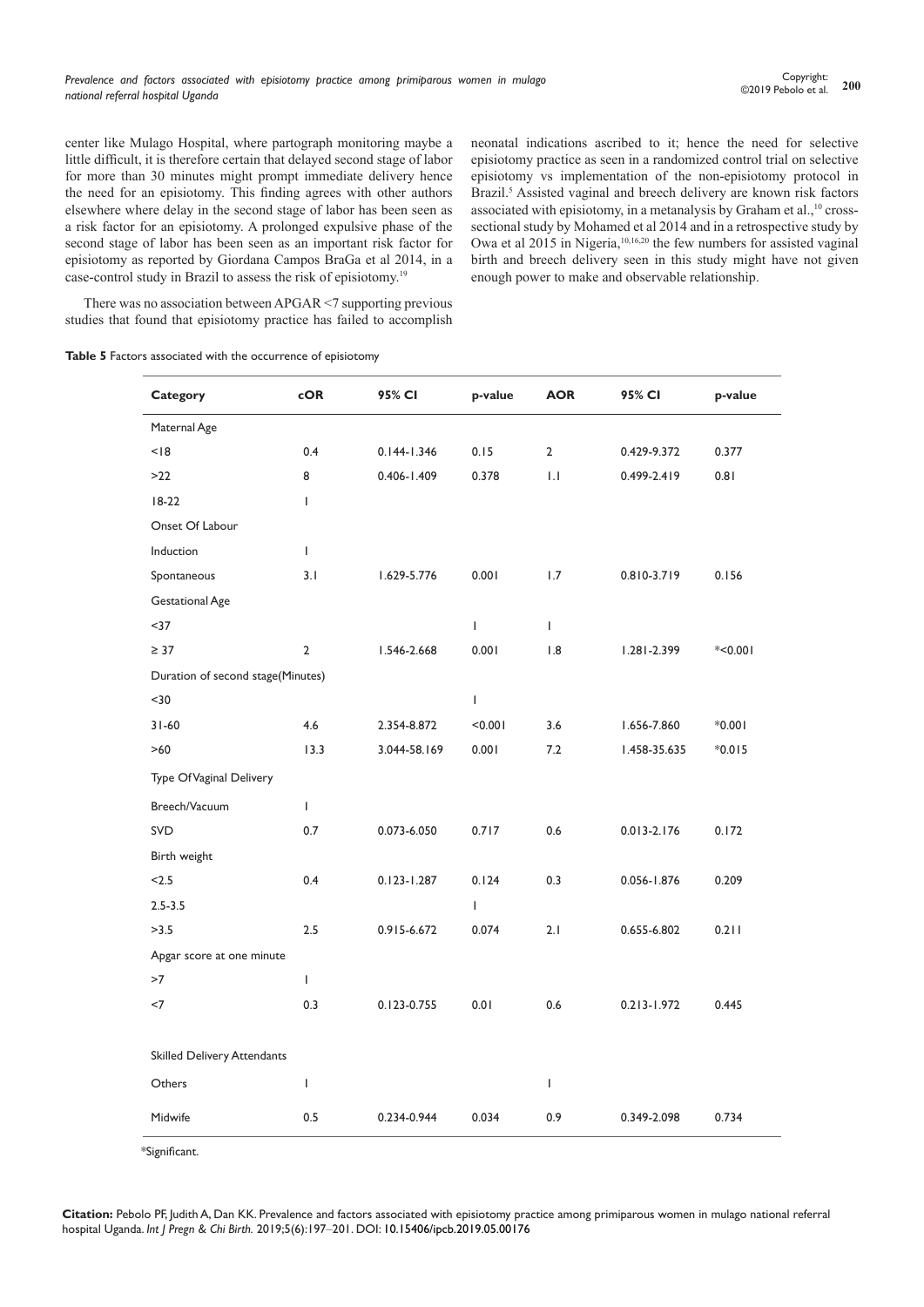center like Mulago Hospital, where partograph monitoring maybe a little difficult, it is therefore certain that delayed second stage of labor for more than 30 minutes might prompt immediate delivery hence the need for an episiotomy. This finding agrees with other authors elsewhere where delay in the second stage of labor has been seen as a risk factor for an episiotomy. A prolonged expulsive phase of the second stage of labor has been seen as an important risk factor for episiotomy as reported by Giordana Campos BraGa et al 2014, in a case-control study in Brazil to assess the risk of episiotomy.[19]

There was no association between APGAR <7 supporting previous studies that found that episiotomy practice has failed to accomplish neonatal indications ascribed to it; hence the need for selective episiotomy practice as seen in a randomized control trial on selective episiotomy vs implementation of the non-episiotomy protocol in Brazil.[5] Assisted vaginal and breech delivery are known risk factors associated with episiotomy, in a metanalysis by Graham et al.,[10] cross-sectional study by Mohamed et al 2014 and in a retrospective study by Owa et al 2015 in Nigeria,[10,16,20] the few numbers for assisted vaginal birth and breech delivery seen in this study might have not given enough power to make and observable relationship.

**Table 5** Factors associated with the occurrence of episiotomy

| Category | cOR | 95% CI | p-value | AOR | 95% CI | p-value |
|---|---|---|---|---|---|---|
| Maternal Age | | | | | | |
| <18 | 0.4 | 0.144-1.346 | 0.15 | 2 | 0.429-9.372 | 0.377 |
| >22 | 8 | 0.406-1.409 | 0.378 | 1.1 | 0.499-2.419 | 0.81 |
| 18-22 | 1 | | | | | |
| Onset Of Labour | | | | | | |
| Induction | 1 | | | | | |
| Spontaneous | 3.1 | 1.629-5.776 | 0.001 | 1.7 | 0.810-3.719 | 0.156 |
| Gestational Age | | | | | | |
| <37 | | | 1 | 1 | | |
| ≥ 37 | 2 | 1.546-2.668 | 0.001 | 1.8 | 1.281-2.399 | *<0.001 |
| Duration of second stage(Minutes) | | | | | | |
| <30 | | | 1 | | | |
| 31-60 | 4.6 | 2.354-8.872 | <0.001 | 3.6 | 1.656-7.860 | *0.001 |
| >60 | 13.3 | 3.044-58.169 | 0.001 | 7.2 | 1.458-35.635 | *0.015 |
| Type Of Vaginal Delivery | | | | | | |
| Breech/Vacuum | 1 | | | | | |
| SVD | 0.7 | 0.073-6.050 | 0.717 | 0.6 | 0.013-2.176 | 0.172 |
| Birth weight | | | | | | |
| <2.5 | 0.4 | 0.123-1.287 | 0.124 | 0.3 | 0.056-1.876 | 0.209 |
| 2.5-3.5 | | | 1 | | | |
| >3.5 | 2.5 | 0.915-6.672 | 0.074 | 2.1 | 0.655-6.802 | 0.211 |
| Apgar score at one minute | | | | | | |
| >7 | 1 | | | | | |
| <7 | 0.3 | 0.123-0.755 | 0.01 | 0.6 | 0.213-1.972 | 0.445 |
| Skilled Delivery Attendants | | | | | | |
| Others | 1 | | | 1 | | |
| Midwife | 0.5 | 0.234-0.944 | 0.034 | 0.9 | 0.349-2.098 | 0.734 |

*Significant.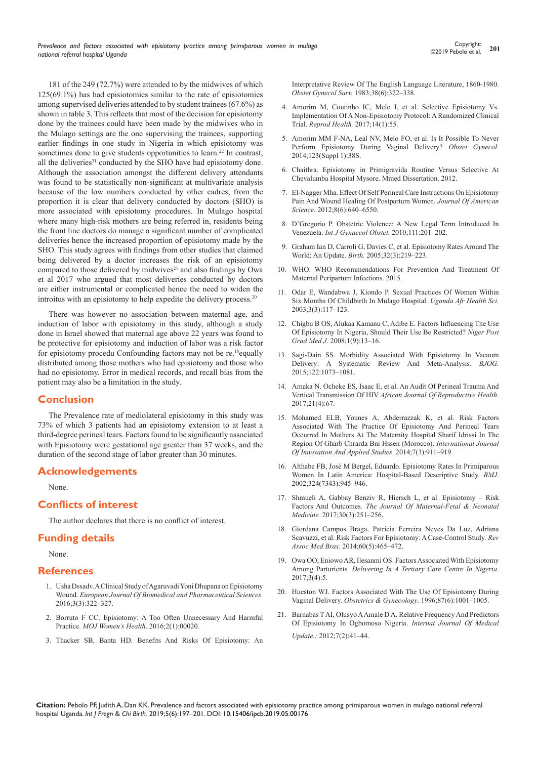181 of the 249 (72.7%) were attended to by the midwives of which 125(69.1%) has had episiotomies similar to the rate of episiotomies among supervised deliveries attended to by student trainees (67.6%) as shown in table 3. This reflects that most of the decision for episiotomy done by the trainees could have been made by the midwives who in the Mulago settings are the one supervising the trainees, supporting earlier findings in one study in Nigeria in which episiotomy was sometimes done to give students opportunities to learn.[22] In contrast, all the deliveries[31] conducted by the SHO have had episiotomy done. Although the association amongst the different delivery attendants was found to be statistically non-significant at multivariate analysis because of the low numbers conducted by other cadres, from the proportion it is clear that delivery conducted by doctors (SHO) is more associated with episiotomy procedures. In Mulago hospital where many high-risk mothers are being referred in, residents being the front line doctors do manage a significant number of complicated deliveries hence the increased proportion of episiotomy made by the SHO. This study agrees with findings from other studies that claimed being delivered by a doctor increases the risk of an episiotomy compared to those delivered by midwives[21] and also findings by Owa et al 2017 who argued that most deliveries conducted by doctors are either instrumental or complicated hence the need to widen the introitus with an episiotomy to help expedite the delivery process.[20]

There was however no association between maternal age, and induction of labor with episiotomy in this study, although a study done in Israel showed that maternal age above 22 years was found to be protective for episiotomy and induction of labor was a risk factor for episiotomy procedu Confounding factors may not be re.[18]equally distributed among those mothers who had episiotomy and those who had no episiotomy. Error in medical records, and recall bias from the patient may also be a limitation in the study.

## Conclusion

The Prevalence rate of mediolateral episiotomy in this study was 73% of which 3 patients had an episiotomy extension to at least a third-degree perineal tears. Factors found to be significantly associated with Episiotomy were gestational age greater than 37 weeks, and the duration of the second stage of labor greater than 30 minutes.

## Acknowledgements

None.

## Conflicts of interest

The author declares that there is no conflict of interest.

## Funding details

None.

## References

1. Usha Dssadv. A Clinical Study of Agaruvadi Yoni Dhupana on Episiotomy Wound. *European Journal Of Biomedical and Pharmaceutical Sciences.* 2016;3(3):322–327.
2. Borruto F CC. Episiotomy: A Too Often Unnecessary And Harmful Practice. *MOJ Women's Health*. 2016;2(1):00020.
3. Thacker SB, Banta HD. Benefits And Risks Of Episiotomy: An Interpretative Review Of The English Language Literature, 1860-1980. *Obstet Gynecol Surv.* 1983;38(6):322–338.
4. Amorim M, Coutinho IC, Melo I, et al. Selective Episiotomy Vs. Implementation Of A Non-Episiotomy Protocol: A Randomized Clinical Trial. *Reprod Health.* 2017;14(1):55.
5. Amorim MM F-NA, Leal NV, Melo FO, et al. Is It Possible To Never Perform Episiotomy During Vaginal Delivery? *Obstet Gynecol.* 2014;123(Suppl 1):38S.
6. Chaithra. Episiotomy in Primigravida Routine Versus Selective At Chevalumba Hospital Mysore. Mmed Dissertation. 2012.
7. El-Nagger Mha. Effect Of Self Perineal Care Instructions On Episiotomy Pain And Wound Healing Of Postpartum Women. *Journal Of American Science*. 2012;8(6):640–6550.
8. D'Gregorio P. Obstetric Violence: A New Legal Term Introduced In Venezuela. *Int J Gynaecol Obstet.* 2010;111:201–202.
9. Graham Ian D, Carroli G, Davies C, et al. Episiotomy Rates Around The World: An Update. *Birth.* 2005;32(3):219–223.
10. WHO. WHO Recommendations For Prevention And Treatment Of Maternal Peripartum Infections. 2015.
11. Odar E, Wandabwa J, Kiondo P. Sexual Practices Of Women Within Six Months Of Childbirth In Mulago Hospital. *Uganda Afr Health Sci.* 2003;3(3):117–123.
12. Chigbu B OS, Alukaa Kamanu C, Adibe E. Factors Influencing The Use Of Episiotomy In Nigeria, Should Their Use Be Restricted? *Niger Post Grad Med J*. 2008;1(9):13–16.
13. Sagi-Dain SS. Morbidity Associated With Episiotomy In Vacuum Delivery: A Systematic Review And Meta-Analysis. *BJOG.* 2015;122:1073–1081.
14. Amaka N. Ocheke ES, Isaac E, et al. An Audit Of Perineal Trauma And Vertical Transmission Of HIV *African Journal Of Reproductive Health*. 2017;21(4):67.
15. Mohamed ELB, Younes A, Abderrazzak K, et al. Risk Factors Associated With The Practice Of Episiotomy And Perineal Tears Occurred In Mothers At The Maternity Hospital Sharif Idrissi In The Region Of Gharb Chrarda Bni Hssen (Morocco). *International Journal Of Innovation And Applied Studies*. 2014;7(3):911–919.
16. Althabe FB, José M Bergel, Eduardo. Episiotomy Rates In Primiparous Women In Latin America: Hospital-Based Descriptive Study. *BMJ*. 2002;324(7343):945–946.
17. Shmueli A, Gabbay Benziv R, Hiersch L, et al. Episiotomy – Risk Factors And Outcomes. *The Journal Of Maternal-Fetal & Neonatal Medicine.* 2017;30(3):251–256.
18. Giordana Campos Braga, Patrícia Ferreira Neves Da Luz, Adriana Scavuzzi, et al. Risk Factors For Episiotomy: A Case-Control Study. *Rev Assoc Med Bras*. 2014;60(5):465–472.
19. Owa OO, Eniowo AR, Ilesanmi OS. Factors Associated With Episiotomy Among Parturients. *Delivering In A Tertiary Care Centre In Nigeria*. 2017;3(4):5.
20. Hueston WJ. Factors Associated With The Use Of Episiotomy During Vaginal Delivery. *Obstetrics & Gynecology*. 1996;87(6):1001–1005.
21. Barnabas T AI, Olusyo A Amale D A. Relative Frequency And Predictors Of Episiotomy In Ogbomoso Nigeria. *Internat Journal Of Medical Update.:* 2012;7(2):41–44.